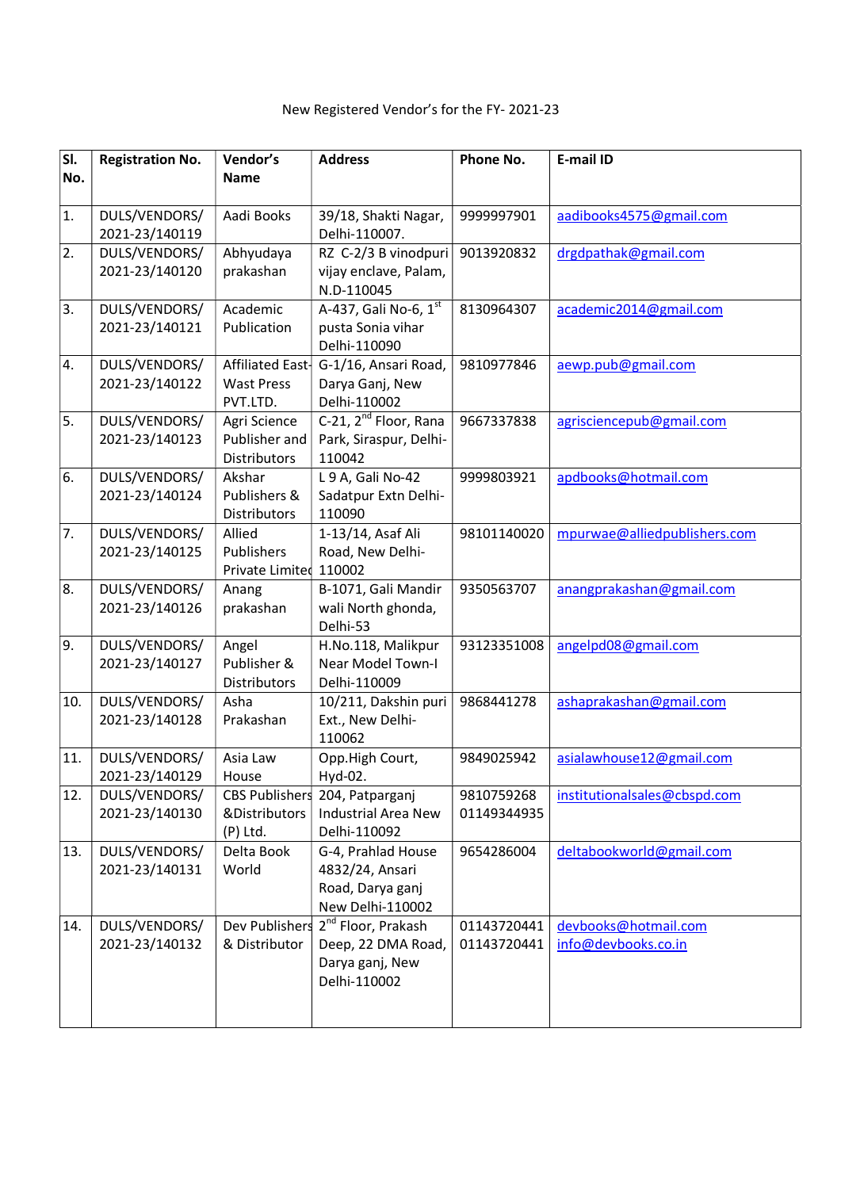New Registered Vendor's for the FY- 2021-23

| Sl. No. | Registration No. | Vendor's Name | Address | Phone No. | E-mail ID |
|---|---|---|---|---|---|
| 1. | DULS/VENDORS/ 2021-23/140119 | Aadi Books | 39/18, Shakti Nagar, Delhi-110007. | 9999997901 | aadibooks4575@gmail.com |
| 2. | DULS/VENDORS/ 2021-23/140120 | Abhyudaya prakashan | RZ C-2/3 B vinodpuri vijay enclave, Palam, N.D-110045 | 9013920832 | drgdpathak@gmail.com |
| 3. | DULS/VENDORS/ 2021-23/140121 | Academic Publication | A-437, Gali No-6, 1st pusta Sonia vihar Delhi-110090 | 8130964307 | academic2014@gmail.com |
| 4. | DULS/VENDORS/ 2021-23/140122 | Affiliated East-Wast Press PVT.LTD. | G-1/16, Ansari Road, Darya Ganj, New Delhi-110002 | 9810977846 | aewp.pub@gmail.com |
| 5. | DULS/VENDORS/ 2021-23/140123 | Agri Science Publisher and Distributors | C-21, 2nd Floor, Rana Park, Siraspur, Delhi-110042 | 9667337838 | agrisciencepub@gmail.com |
| 6. | DULS/VENDORS/ 2021-23/140124 | Akshar Publishers & Distributors | L 9 A, Gali No-42 Sadatpur Extn Delhi-110090 | 9999803921 | apdbooks@hotmail.com |
| 7. | DULS/VENDORS/ 2021-23/140125 | Allied Publishers Private Limited | 1-13/14, Asaf Ali Road, New Delhi-110002 | 98101140020 | mpurwae@alliedpublishers.com |
| 8. | DULS/VENDORS/ 2021-23/140126 | Anang prakashan | B-1071, Gali Mandir wali North ghonda, Delhi-53 | 9350563707 | anangprakashan@gmail.com |
| 9. | DULS/VENDORS/ 2021-23/140127 | Angel Publisher & Distributors | H.No.118, Malikpur Near Model Town-I Delhi-110009 | 93123351008 | angelpd08@gmail.com |
| 10. | DULS/VENDORS/ 2021-23/140128 | Asha Prakashan | 10/211, Dakshin puri Ext., New Delhi-110062 | 9868441278 | ashaprakashan@gmail.com |
| 11. | DULS/VENDORS/ 2021-23/140129 | Asia Law House | Opp.High Court, Hyd-02. | 9849025942 | asialawhouse12@gmail.com |
| 12. | DULS/VENDORS/ 2021-23/140130 | CBS Publishers &Distributors (P) Ltd. | 204, Patparganj Industrial Area New Delhi-110092 | 9810759268 01149344935 | institutionalsales@cbspd.com |
| 13. | DULS/VENDORS/ 2021-23/140131 | Delta Book World | G-4, Prahlad House 4832/24, Ansari Road, Darya ganj New Delhi-110002 | 9654286004 | deltabookworld@gmail.com |
| 14. | DULS/VENDORS/ 2021-23/140132 | Dev Publishers & Distributor | 2nd Floor, Prakash Deep, 22 DMA Road, Darya ganj, New Delhi-110002 | 01143720441 01143720441 | devbooks@hotmail.com info@devbooks.co.in |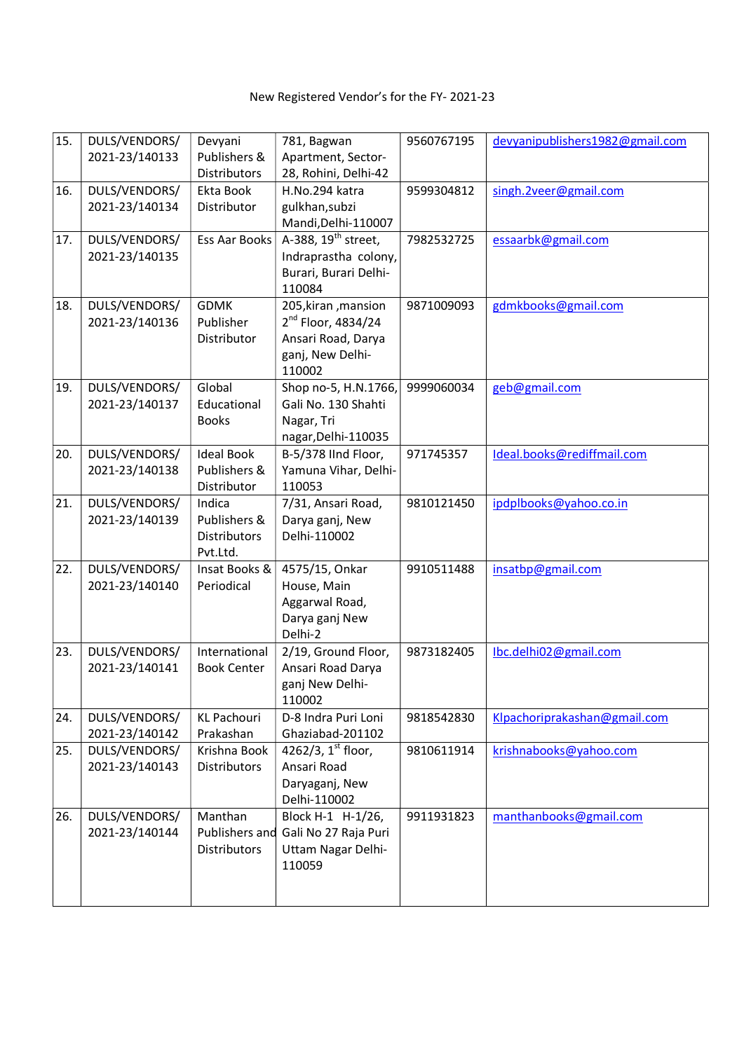New Registered Vendor's for the FY- 2021-23

| | | | | | |
|---|---|---|---|---|---|
| 15. | DULS/VENDORS/ 2021-23/140133 | Devyani Publishers & Distributors | 781, Bagwan Apartment, Sector-28, Rohini, Delhi-42 | 9560767195 | devyanipublishers1982@gmail.com |
| 16. | DULS/VENDORS/ 2021-23/140134 | Ekta Book Distributor | H.No.294 katra gulkhan,subzi Mandi,Delhi-110007 | 9599304812 | singh.2veer@gmail.com |
| 17. | DULS/VENDORS/ 2021-23/140135 | Ess Aar Books | A-388, 19th street, Indraprastha colony, Burari, Burari Delhi-110084 | 7982532725 | essaarbk@gmail.com |
| 18. | DULS/VENDORS/ 2021-23/140136 | GDMK Publisher Distributor | 205,kiran ,mansion 2nd Floor, 4834/24 Ansari Road, Darya ganj, New Delhi-110002 | 9871009093 | gdmkbooks@gmail.com |
| 19. | DULS/VENDORS/ 2021-23/140137 | Global Educational Books | Shop no-5, H.N.1766, Gali No. 130 Shahti Nagar, Tri nagar,Delhi-110035 | 9999060034 | geb@gmail.com |
| 20. | DULS/VENDORS/ 2021-23/140138 | Ideal Book Publishers & Distributor | B-5/378 IInd Floor, Yamuna Vihar, Delhi-110053 | 971745357 | Ideal.books@rediffmail.com |
| 21. | DULS/VENDORS/ 2021-23/140139 | Indica Publishers & Distributors Pvt.Ltd. | 7/31, Ansari Road, Darya ganj, New Delhi-110002 | 9810121450 | ipdplbooks@yahoo.co.in |
| 22. | DULS/VENDORS/ 2021-23/140140 | Insat Books & Periodical | 4575/15, Onkar House, Main Aggarwal Road, Darya ganj New Delhi-2 | 9910511488 | insatbp@gmail.com |
| 23. | DULS/VENDORS/ 2021-23/140141 | International Book Center | 2/19, Ground Floor, Ansari Road Darya ganj New Delhi-110002 | 9873182405 | Ibc.delhi02@gmail.com |
| 24. | DULS/VENDORS/ 2021-23/140142 | KL Pachouri Prakashan | D-8 Indra Puri Loni Ghaziabad-201102 | 9818542830 | Klpachoriprakashan@gmail.com |
| 25. | DULS/VENDORS/ 2021-23/140143 | Krishna Book Distributors | 4262/3, 1st floor, Ansari Road Daryaganj, New Delhi-110002 | 9810611914 | krishnabooks@yahoo.com |
| 26. | DULS/VENDORS/ 2021-23/140144 | Manthan Publishers and Distributors | Block H-1 H-1/26, Gali No 27 Raja Puri Uttam Nagar Delhi-110059 | 9911931823 | manthanbooks@gmail.com |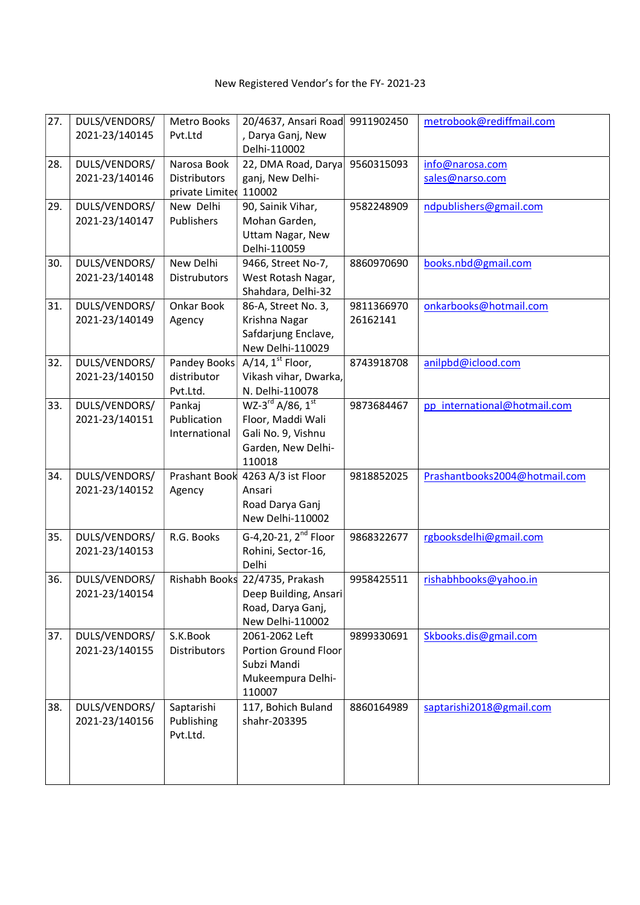New Registered Vendor's for the FY- 2021-23

| | | | | | |
|---|---|---|---|---|---|
| 27. | DULS/VENDORS/ 2021-23/140145 | Metro Books Pvt.Ltd | 20/4637, Ansari Road , Darya Ganj, New Delhi-110002 | 9911902450 | metrobook@rediffmail.com |
| 28. | DULS/VENDORS/ 2021-23/140146 | Narosa Book Distributors private Limited | 22, DMA Road, Darya ganj, New Delhi-110002 | 9560315093 | info@narosa.com sales@narso.com |
| 29. | DULS/VENDORS/ 2021-23/140147 | New Delhi Publishers | 90, Sainik Vihar, Mohan Garden, Uttam Nagar, New Delhi-110059 | 9582248909 | ndpublishers@gmail.com |
| 30. | DULS/VENDORS/ 2021-23/140148 | New Delhi Distrubutors | 9466, Street No-7, West Rotash Nagar, Shahdara, Delhi-32 | 8860970690 | books.nbd@gmail.com |
| 31. | DULS/VENDORS/ 2021-23/140149 | Onkar Book Agency | 86-A, Street No. 3, Krishna Nagar Safdarjung Enclave, New Delhi-110029 | 9811366970 26162141 | onkarbooks@hotmail.com |
| 32. | DULS/VENDORS/ 2021-23/140150 | Pandey Books distributor Pvt.Ltd. | A/14, 1st Floor, Vikash vihar, Dwarka, N. Delhi-110078 | 8743918708 | anilpbd@iclood.com |
| 33. | DULS/VENDORS/ 2021-23/140151 | Pankaj Publication International | WZ-3rd A/86, 1st Floor, Maddi Wali Gali No. 9, Vishnu Garden, New Delhi-110018 | 9873684467 | pp_international@hotmail.com |
| 34. | DULS/VENDORS/ 2021-23/140152 | Prashant Book Agency | 4263 A/3 ist Floor Ansari Road Darya Ganj New Delhi-110002 | 9818852025 | Prashantbooks2004@hotmail.com |
| 35. | DULS/VENDORS/ 2021-23/140153 | R.G. Books | G-4,20-21, 2nd Floor Rohini, Sector-16, Delhi | 9868322677 | rgbooksdelhi@gmail.com |
| 36. | DULS/VENDORS/ 2021-23/140154 | Rishabh Books | 22/4735, Prakash Deep Building, Ansari Road, Darya Ganj, New Delhi-110002 | 9958425511 | rishabhbooks@yahoo.in |
| 37. | DULS/VENDORS/ 2021-23/140155 | S.K.Book Distributors | 2061-2062 Left Portion Ground Floor Subzi Mandi Mukeempura Delhi-110007 | 9899330691 | Skbooks.dis@gmail.com |
| 38. | DULS/VENDORS/ 2021-23/140156 | Saptarishi Publishing Pvt.Ltd. | 117, Bohich Buland shahr-203395 | 8860164989 | saptarishi2018@gmail.com |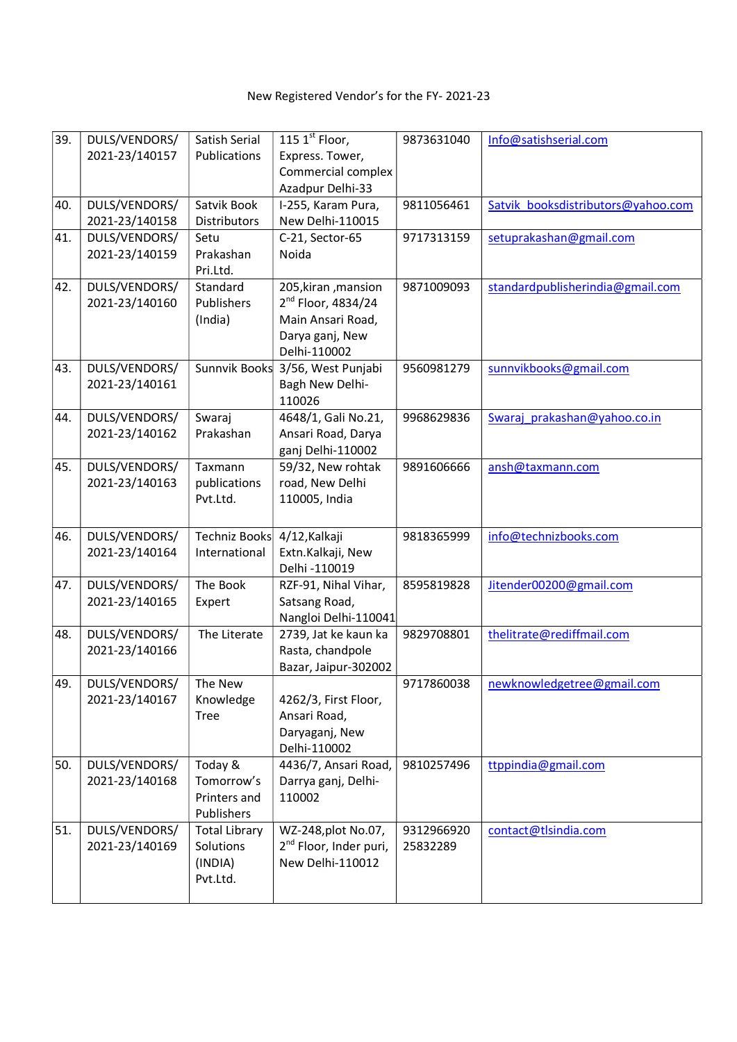New Registered Vendor's for the FY- 2021-23

| 39. | DULS/VENDORS/ 2021-23/140157 | Satish Serial Publications | 115 1st Floor, Express. Tower, Commercial complex Azadpur Delhi-33 | 9873631040 | Info@satishserial.com |
|---|---|---|---|---|---|
| 40. | DULS/VENDORS/ 2021-23/140158 | Satvik Book Distributors | I-255, Karam Pura, New Delhi-110015 | 9811056461 | Satvik_booksdistributors@yahoo.com |
| 41. | DULS/VENDORS/ 2021-23/140159 | Setu Prakashan Pri.Ltd. | C-21, Sector-65 Noida | 9717313159 | setuprakashan@gmail.com |
| 42. | DULS/VENDORS/ 2021-23/140160 | Standard Publishers (India) | 205,kiran ,mansion 2nd Floor, 4834/24 Main Ansari Road, Darya ganj, New Delhi-110002 | 9871009093 | standardpublisherindia@gmail.com |
| 43. | DULS/VENDORS/ 2021-23/140161 | Sunnvik Books | 3/56, West Punjabi Bagh New Delhi-110026 | 9560981279 | sunnvikbooks@gmail.com |
| 44. | DULS/VENDORS/ 2021-23/140162 | Swaraj Prakashan | 4648/1, Gali No.21, Ansari Road, Darya ganj Delhi-110002 | 9968629836 | Swaraj_prakashan@yahoo.co.in |
| 45. | DULS/VENDORS/ 2021-23/140163 | Taxmann publications Pvt.Ltd. | 59/32, New rohtak road, New Delhi 110005, India | 9891606666 | ansh@taxmann.com |
| 46. | DULS/VENDORS/ 2021-23/140164 | Techniz Books International | 4/12,Kalkaji Extn.Kalkaji, New Delhi -110019 | 9818365999 | info@technizbooks.com |
| 47. | DULS/VENDORS/ 2021-23/140165 | The Book Expert | RZF-91, Nihal Vihar, Satsang Road, Nangloi Delhi-110041 | 8595819828 | Jitender00200@gmail.com |
| 48. | DULS/VENDORS/ 2021-23/140166 | The Literate | 2739, Jat ke kaun ka Rasta, chandpole Bazar, Jaipur-302002 | 9829708801 | thelitrate@rediffmail.com |
| 49. | DULS/VENDORS/ 2021-23/140167 | The New Knowledge Tree | 4262/3, First Floor, Ansari Road, Daryaganj, New Delhi-110002 | 9717860038 | newknowledgetree@gmail.com |
| 50. | DULS/VENDORS/ 2021-23/140168 | Today & Tomorrow's Printers and Publishers | 4436/7, Ansari Road, Darrya ganj, Delhi-110002 | 9810257496 | ttppindia@gmail.com |
| 51. | DULS/VENDORS/ 2021-23/140169 | Total Library Solutions (INDIA) Pvt.Ltd. | WZ-248,plot No.07, 2nd Floor, Inder puri, New Delhi-110012 | 9312966920 25832289 | contact@tlsindia.com |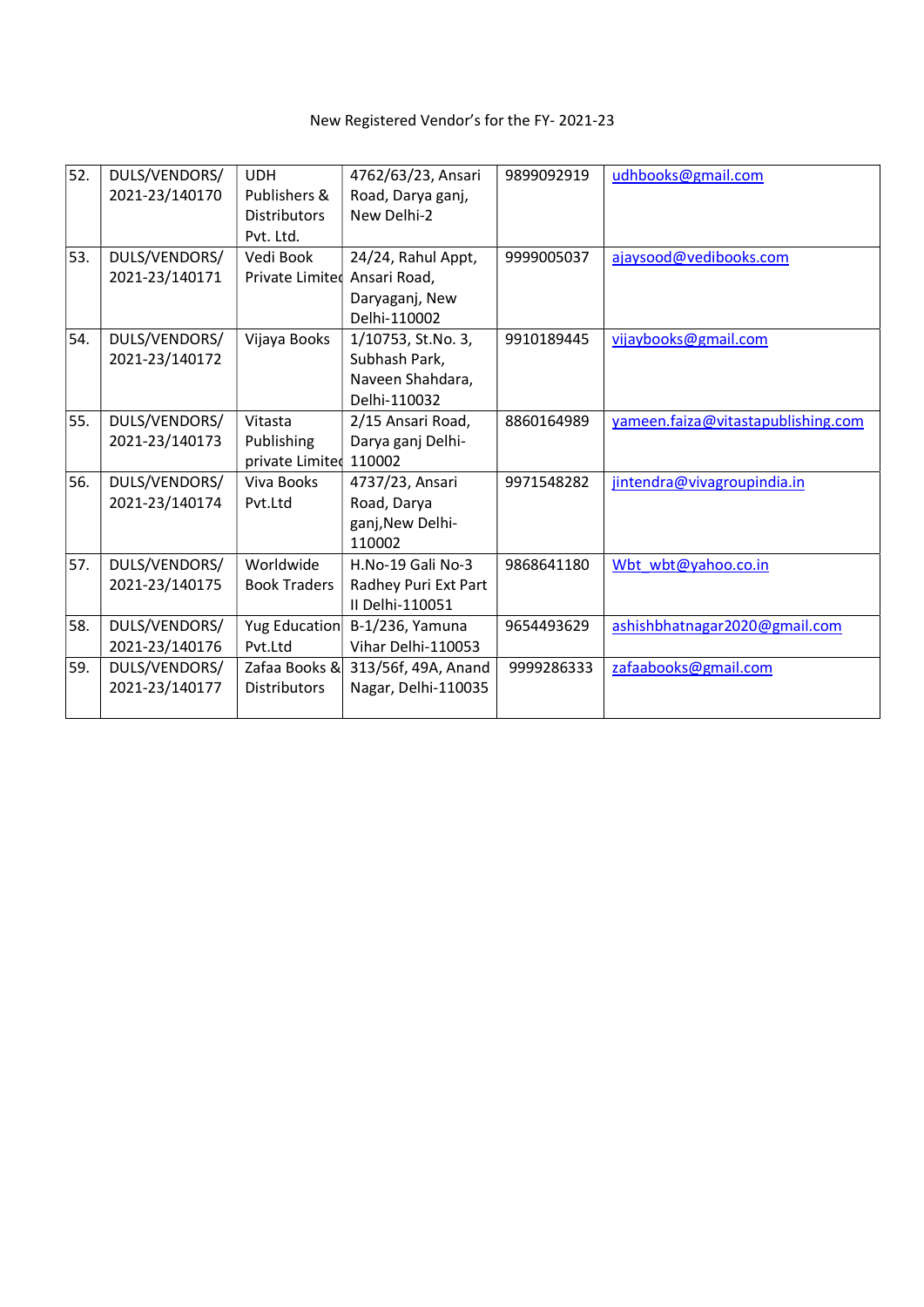New Registered Vendor's for the FY- 2021-23

| | | | | | |
|---|---|---|---|---|---|
| 52. | DULS/VENDORS/ 2021-23/140170 | UDH Publishers & Distributors Pvt. Ltd. | 4762/63/23, Ansari Road, Darya ganj, New Delhi-2 | 9899092919 | udhbooks@gmail.com |
| 53. | DULS/VENDORS/ 2021-23/140171 | Vedi Book Private Limited | 24/24, Rahul Appt, Ansari Road, Daryaganj, New Delhi-110002 | 9999005037 | ajaysood@vedibooks.com |
| 54. | DULS/VENDORS/ 2021-23/140172 | Vijaya Books | 1/10753, St.No. 3, Subhash Park, Naveen Shahdara, Delhi-110032 | 9910189445 | vijaybooks@gmail.com |
| 55. | DULS/VENDORS/ 2021-23/140173 | Vitasta Publishing private Limited | 2/15 Ansari Road, Darya ganj Delhi-110002 | 8860164989 | yameen.faiza@vitastapublishing.com |
| 56. | DULS/VENDORS/ 2021-23/140174 | Viva Books Pvt.Ltd | 4737/23, Ansari Road, Darya ganj,New Delhi-110002 | 9971548282 | jintendra@vivagroupindia.in |
| 57. | DULS/VENDORS/ 2021-23/140175 | Worldwide Book Traders | H.No-19 Gali No-3 Radhey Puri Ext Part II Delhi-110051 | 9868641180 | Wbt_wbt@yahoo.co.in |
| 58. | DULS/VENDORS/ 2021-23/140176 | Yug Education Pvt.Ltd | B-1/236, Yamuna Vihar Delhi-110053 | 9654493629 | ashishbhatnagar2020@gmail.com |
| 59. | DULS/VENDORS/ 2021-23/140177 | Zafaa Books & Distributors | 313/56f, 49A, Anand Nagar, Delhi-110035 | 9999286333 | zafaabooks@gmail.com |